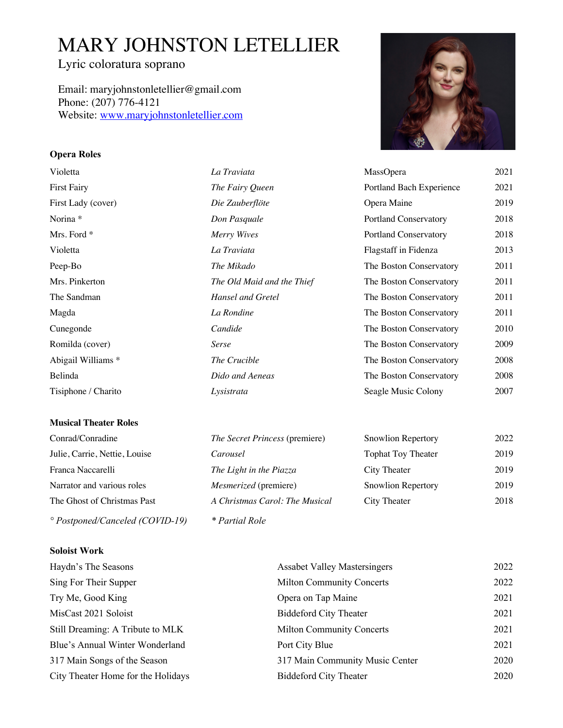# MARY JOHNSTON LETELLIER

Lyric coloratura soprano

Email: maryjohnstonletellier@gmail.com
Phone: (207) 776-4121
Website: [www.maryjohnstonletellier.com](http://www.maryjohnstonletellier.com)

### Opera Roles

| | | | |
|---|---|---|---|
| Violetta | *La Traviata* | MassOpera | 2021 |
| First Fairy | *The Fairy Queen* | Portland Bach Experience | 2021 |
| First Lady (cover) | *Die Zauberflöte* | Opera Maine | 2019 |
| Norina * | *Don Pasquale* | Portland Conservatory | 2018 |
| Mrs. Ford * | *Merry Wives* | Portland Conservatory | 2018 |
| Violetta | *La Traviata* | Flagstaff in Fidenza | 2013 |
| Peep-Bo | *The Mikado* | The Boston Conservatory | 2011 |
| Mrs. Pinkerton | *The Old Maid and the Thief* | The Boston Conservatory | 2011 |
| The Sandman | *Hansel and Gretel* | The Boston Conservatory | 2011 |
| Magda | *La Rondine* | The Boston Conservatory | 2011 |
| Cunegonde | *Candide* | The Boston Conservatory | 2010 |
| Romilda (cover) | *Serse* | The Boston Conservatory | 2009 |
| Abigail Williams * | *The Crucible* | The Boston Conservatory | 2008 |
| Belinda | *Dido and Aeneas* | The Boston Conservatory | 2008 |
| Tisiphone / Charito | *Lysistrata* | Seagle Music Colony | 2007 |

### Musical Theater Roles

| | | | |
|---|---|---|---|
| Conrad/Conradine | *The Secret Princess* (premiere) | Snowlion Repertory | 2022 |
| Julie, Carrie, Nettie, Louise | *Carousel* | Tophat Toy Theater | 2019 |
| Franca Naccarelli | *The Light in the Piazza* | City Theater | 2019 |
| Narrator and various roles | *Mesmerized* (premiere) | Snowlion Repertory | 2019 |
| The Ghost of Christmas Past | *A Christmas Carol: The Musical* | City Theater | 2018 |

*° Postponed/Canceled (COVID-19)* *\* Partial Role*

### Soloist Work

| | | |
|---|---|---|
| Haydn's The Seasons | Assabet Valley Mastersingers | 2022 |
| Sing For Their Supper | Milton Community Concerts | 2022 |
| Try Me, Good King | Opera on Tap Maine | 2021 |
| MisCast 2021 Soloist | Biddeford City Theater | 2021 |
| Still Dreaming: A Tribute to MLK | Milton Community Concerts | 2021 |
| Blue's Annual Winter Wonderland | Port City Blue | 2021 |
| 317 Main Songs of the Season | 317 Main Community Music Center | 2020 |
| City Theater Home for the Holidays | Biddeford City Theater | 2020 |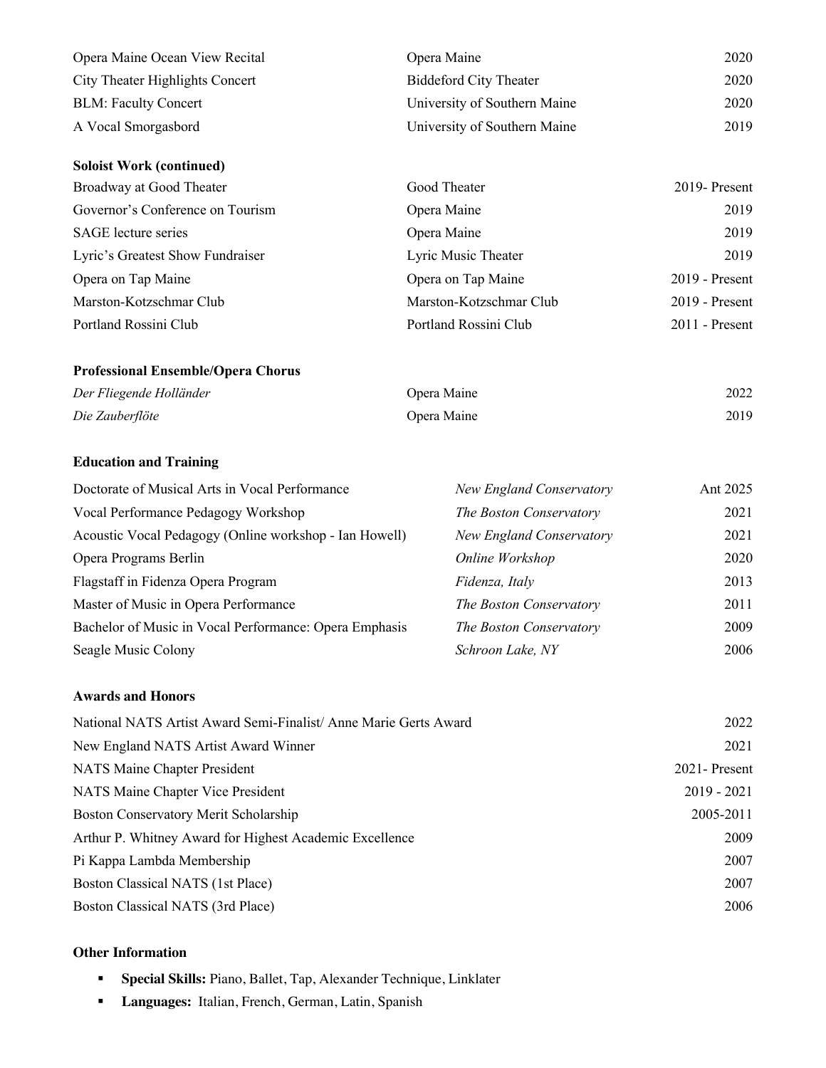| | | |
|---|---|---|
| Opera Maine Ocean View Recital | Opera Maine | 2020 |
| City Theater Highlights Concert | Biddeford City Theater | 2020 |
| BLM: Faculty Concert | University of Southern Maine | 2020 |
| A Vocal Smorgasbord | University of Southern Maine | 2019 |

**Soloist Work (continued)**

| | | |
|---|---|---|
| Broadway at Good Theater | Good Theater | 2019- Present |
| Governor's Conference on Tourism | Opera Maine | 2019 |
| SAGE lecture series | Opera Maine | 2019 |
| Lyric's Greatest Show Fundraiser | Lyric Music Theater | 2019 |
| Opera on Tap Maine | Opera on Tap Maine | 2019 - Present |
| Marston-Kotzschmar Club | Marston-Kotzschmar Club | 2019 - Present |
| Portland Rossini Club | Portland Rossini Club | 2011 - Present |

**Professional Ensemble/Opera Chorus**

| | | |
|---|---|---|
| *Der Fliegende Holländer* | Opera Maine | 2022 |
| *Die Zauberflöte* | Opera Maine | 2019 |

**Education and Training**

| | | |
|---|---|---|
| Doctorate of Musical Arts in Vocal Performance | *New England Conservatory* | Ant 2025 |
| Vocal Performance Pedagogy Workshop | *The Boston Conservatory* | 2021 |
| Acoustic Vocal Pedagogy (Online workshop - Ian Howell) | *New England Conservatory* | 2021 |
| Opera Programs Berlin | *Online Workshop* | 2020 |
| Flagstaff in Fidenza Opera Program | *Fidenza, Italy* | 2013 |
| Master of Music in Opera Performance | *The Boston Conservatory* | 2011 |
| Bachelor of Music in Vocal Performance: Opera Emphasis | *The Boston Conservatory* | 2009 |
| Seagle Music Colony | *Schroon Lake, NY* | 2006 |

**Awards and Honors**

| | |
|---|---|
| National NATS Artist Award Semi-Finalist/ Anne Marie Gerts Award | 2022 |
| New England NATS Artist Award Winner | 2021 |
| NATS Maine Chapter President | 2021- Present |
| NATS Maine Chapter Vice President | 2019 - 2021 |
| Boston Conservatory Merit Scholarship | 2005-2011 |
| Arthur P. Whitney Award for Highest Academic Excellence | 2009 |
| Pi Kappa Lambda Membership | 2007 |
| Boston Classical NATS (1st Place) | 2007 |
| Boston Classical NATS (3rd Place) | 2006 |

**Other Information**

- **Special Skills:** Piano, Ballet, Tap, Alexander Technique, Linklater
- **Languages:** Italian, French, German, Latin, Spanish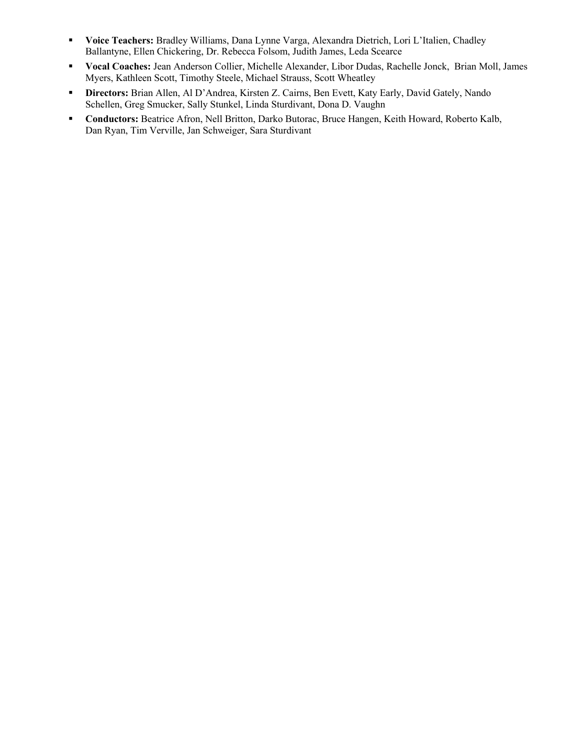- **Voice Teachers:** Bradley Williams, Dana Lynne Varga, Alexandra Dietrich, Lori L'Italien, Chadley Ballantyne, Ellen Chickering, Dr. Rebecca Folsom, Judith James, Leda Scearce
- **Vocal Coaches:** Jean Anderson Collier, Michelle Alexander, Libor Dudas, Rachelle Jonck, Brian Moll, James Myers, Kathleen Scott, Timothy Steele, Michael Strauss, Scott Wheatley
- **Directors:** Brian Allen, Al D'Andrea, Kirsten Z. Cairns, Ben Evett, Katy Early, David Gately, Nando Schellen, Greg Smucker, Sally Stunkel, Linda Sturdivant, Dona D. Vaughn
- **Conductors:** Beatrice Afron, Nell Britton, Darko Butorac, Bruce Hangen, Keith Howard, Roberto Kalb, Dan Ryan, Tim Verville, Jan Schweiger, Sara Sturdivant